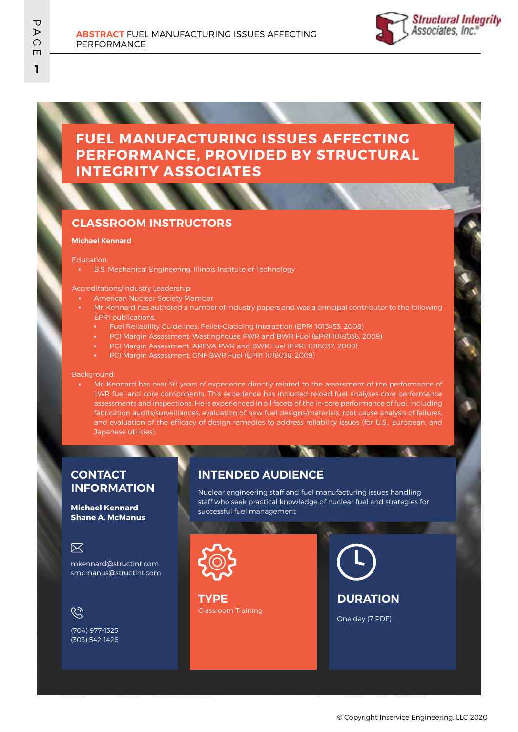# FUEL MANUFACTURING ISSUES AFFECTING PERFORMANCE, PROVIDED BY STRUCTURAL INTEGRITY ASSOCIATES

## CLASSROOM INSTRUCTORS

**Michael Kennard**

Education:

- B.S. Mechanical Engineering, Illinois Institute of Technology

Accreditations/Industry Leadership:

- American Nuclear Society Member
- Mr. Kennard has authored a number of industry papers and was a principal contributor to the following EPRI publications:
  - Fuel Reliability Guidelines: Pellet-Cladding Interaction (EPRI 1015453, 2008)
  - PCI Margin Assessment: Westinghouse PWR and BWR Fuel (EPRI 1018036, 2009)
  - PCI Margin Assessment: AREVA PWR and BWR Fuel (EPRI 1018037, 2009)
  - PCI Margin Assessment: GNF BWR Fuel (EPRI 1018038, 2009)

Background:

- Mr. Kennard has over 30 years of experience directly related to the assessment of the performance of LWR fuel and core components. This experience has included reload fuel analyses core performance assessments and inspections. He is experienced in all facets of the in-core performance of fuel, including fabrication audits/surveillances, evaluation of new fuel designs/materials, root cause analysis of failures, and evaluation of the efficacy of design remedies to address reliability issues (for U.S., European, and Japanese utilities).

## CONTACT INFORMATION

**Michael Kennard**
**Shane A. McManus**

mkennard@structint.com
smcmanus@structint.com

(704) 977-1325
(303) 542-1426

## INTENDED AUDIENCE

Nuclear engineering staff and fuel manufacturing issues handling staff who seek practical knowledge of nuclear fuel and strategies for successful fuel management

## TYPE

Classroom Training

## DURATION

One day (7 PDF)

© Copyright Inservice Engineering, LLC 2020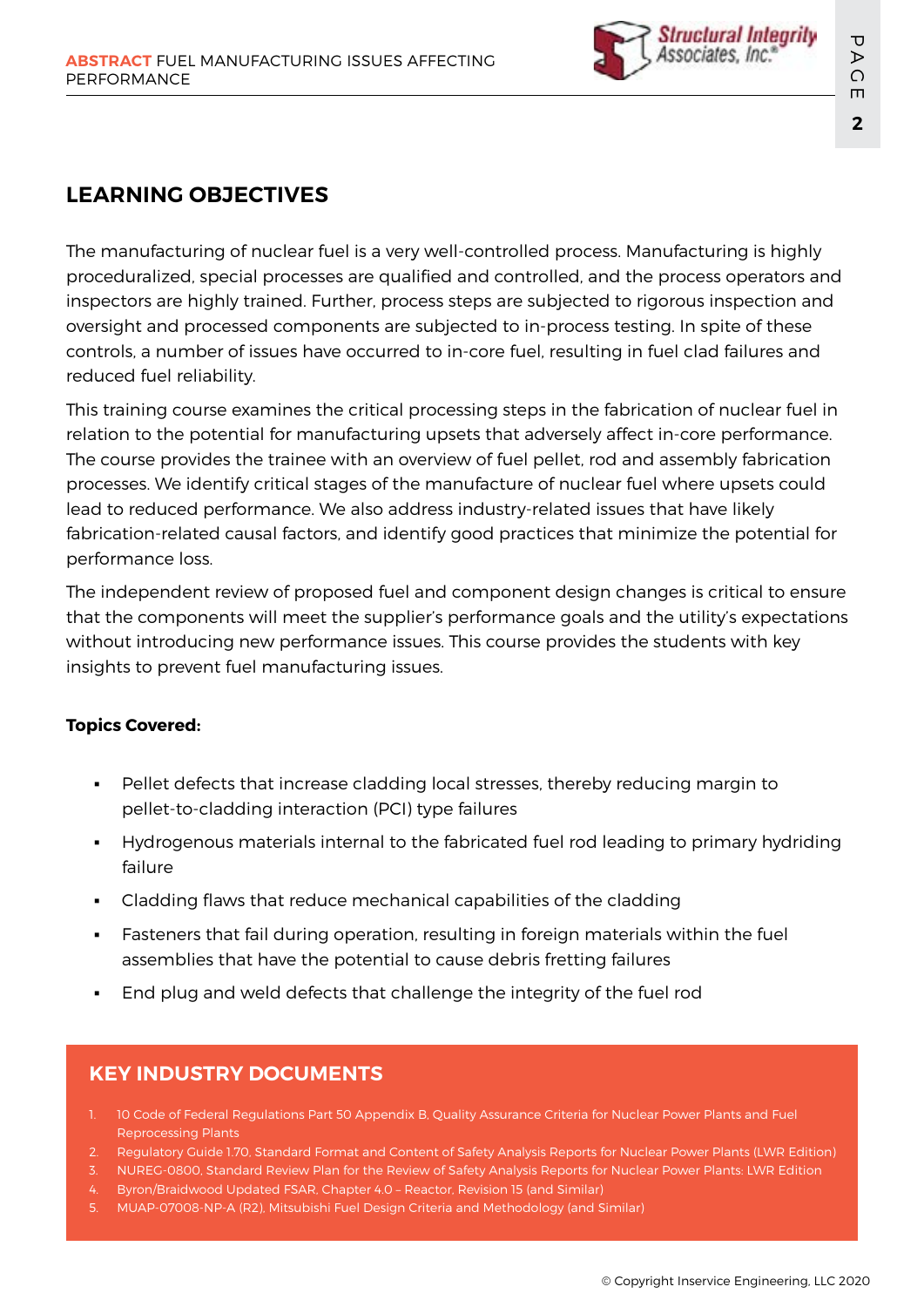## LEARNING OBJECTIVES

The manufacturing of nuclear fuel is a very well-controlled process. Manufacturing is highly proceduralized, special processes are qualified and controlled, and the process operators and inspectors are highly trained. Further, process steps are subjected to rigorous inspection and oversight and processed components are subjected to in-process testing. In spite of these controls, a number of issues have occurred to in-core fuel, resulting in fuel clad failures and reduced fuel reliability.

This training course examines the critical processing steps in the fabrication of nuclear fuel in relation to the potential for manufacturing upsets that adversely affect in-core performance. The course provides the trainee with an overview of fuel pellet, rod and assembly fabrication processes. We identify critical stages of the manufacture of nuclear fuel where upsets could lead to reduced performance. We also address industry-related issues that have likely fabrication-related causal factors, and identify good practices that minimize the potential for performance loss.

The independent review of proposed fuel and component design changes is critical to ensure that the components will meet the supplier's performance goals and the utility's expectations without introducing new performance issues. This course provides the students with key insights to prevent fuel manufacturing issues.

**Topics Covered:**

- Pellet defects that increase cladding local stresses, thereby reducing margin to pellet-to-cladding interaction (PCI) type failures
- Hydrogenous materials internal to the fabricated fuel rod leading to primary hydriding failure
- Cladding flaws that reduce mechanical capabilities of the cladding
- Fasteners that fail during operation, resulting in foreign materials within the fuel assemblies that have the potential to cause debris fretting failures
- End plug and weld defects that challenge the integrity of the fuel rod

## KEY INDUSTRY DOCUMENTS

1. 10 Code of Federal Regulations Part 50 Appendix B, Quality Assurance Criteria for Nuclear Power Plants and Fuel Reprocessing Plants
2. Regulatory Guide 1.70, Standard Format and Content of Safety Analysis Reports for Nuclear Power Plants (LWR Edition)
3. NUREG-0800, Standard Review Plan for the Review of Safety Analysis Reports for Nuclear Power Plants: LWR Edition
4. Byron/Braidwood Updated FSAR, Chapter 4.0 – Reactor, Revision 15 (and Similar)
5. MUAP-07008-NP-A (R2), Mitsubishi Fuel Design Criteria and Methodology (and Similar)

© Copyright Inservice Engineering, LLC 2020